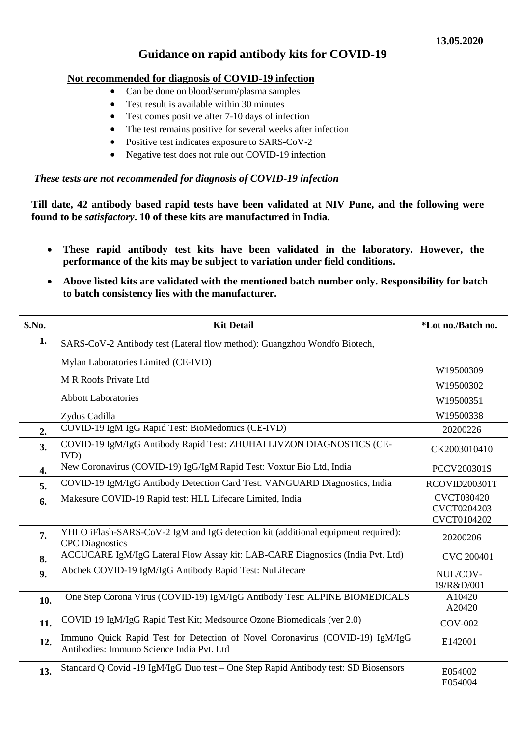13.05.2020

# Guidance on rapid antibody kits for COVID-19

**Not recommended for diagnosis of COVID-19 infection**

- Can be done on blood/serum/plasma samples
- Test result is available within 30 minutes
- Test comes positive after 7-10 days of infection
- The test remains positive for several weeks after infection
- Positive test indicates exposure to SARS-CoV-2
- Negative test does not rule out COVID-19 infection

***These tests are not recommended for diagnosis of COVID-19 infection***

**Till date, 42 antibody based rapid tests have been validated at NIV Pune, and the following were found to be *satisfactory*. 10 of these kits are manufactured in India.**

- **These rapid antibody test kits have been validated in the laboratory. However, the performance of the kits may be subject to variation under field conditions.**
- **Above listed kits are validated with the mentioned batch number only. Responsibility for batch to batch consistency lies with the manufacturer.**

| S.No. | Kit Detail | *Lot no./Batch no. |
|---|---|---|
| **1.** | SARS-CoV-2 Antibody test (Lateral flow method): Guangzhou Wondfo Biotech,<br>Mylan Laboratories Limited (CE-IVD)<br>M R Roofs Private Ltd<br>Abbott Laboratories<br>Zydus Cadilla | W19500309<br>W19500302<br>W19500351<br>W19500338 |
| **2.** | COVID-19 IgM IgG Rapid Test: BioMedomics (CE-IVD) | 20200226 |
| **3.** | COVID-19 IgM/IgG Antibody Rapid Test: ZHUHAI LIVZON DIAGNOSTICS (CE-IVD) | CK2003010410 |
| **4.** | New Coronavirus (COVID-19) IgG/IgM Rapid Test: Voxtur Bio Ltd, India | PCCV200301S |
| **5.** | COVID-19 IgM/IgG Antibody Detection Card Test: VANGUARD Diagnostics, India | RCOVID200301T |
| **6.** | Makesure COVID-19 Rapid test: HLL Lifecare Limited, India | CVCT030420<br>CVCT0204203<br>CVCT0104202 |
| **7.** | YHLO iFlash-SARS-CoV-2 IgM and IgG detection kit (additional equipment required): CPC Diagnostics | 20200206 |
| **8.** | ACCUCARE IgM/IgG Lateral Flow Assay kit: LAB-CARE Diagnostics (India Pvt. Ltd) | CVC 200401 |
| **9.** | Abchek COVID-19 IgM/IgG Antibody Rapid Test: NuLifecare | NUL/COV-19/R&D/001 |
| **10.** | One Step Corona Virus (COVID-19) IgM/IgG Antibody Test: ALPINE BIOMEDICALS | A10420<br>A20420 |
| **11.** | COVID 19 IgM/IgG Rapid Test Kit; Medsource Ozone Biomedicals (ver 2.0) | COV-002 |
| **12.** | Immuno Quick Rapid Test for Detection of Novel Coronavirus (COVID-19) IgM/IgG Antibodies: Immuno Science India Pvt. Ltd | E142001 |
| **13.** | Standard Q Covid -19 IgM/IgG Duo test – One Step Rapid Antibody test: SD Biosensors | E054002<br>E054004 |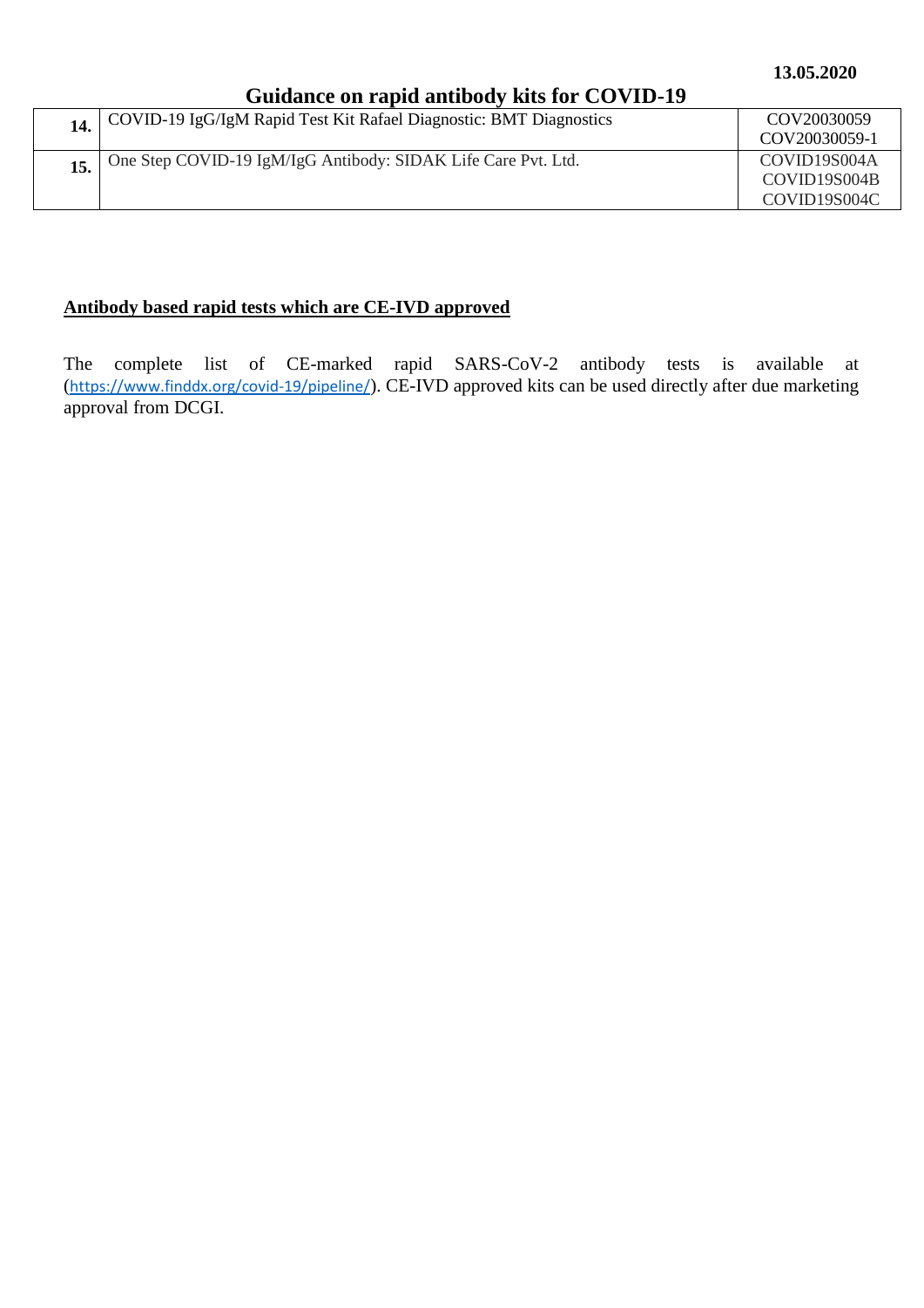13.05.2020

# Guidance on rapid antibody kits for COVID-19

| | | |
|---|---|---|
| **14.** | COVID-19 IgG/IgM Rapid Test Kit Rafael Diagnostic: BMT Diagnostics | COV20030059<br>COV20030059-1 |
| **15.** | One Step COVID-19 IgM/IgG Antibody: SIDAK Life Care Pvt. Ltd. | COVID19S004A<br>COVID19S004B<br>COVID19S004C |

**Antibody based rapid tests which are CE-IVD approved**

The complete list of CE-marked rapid SARS-CoV-2 antibody tests is available at (https://www.finddx.org/covid-19/pipeline/). CE-IVD approved kits can be used directly after due marketing approval from DCGI.